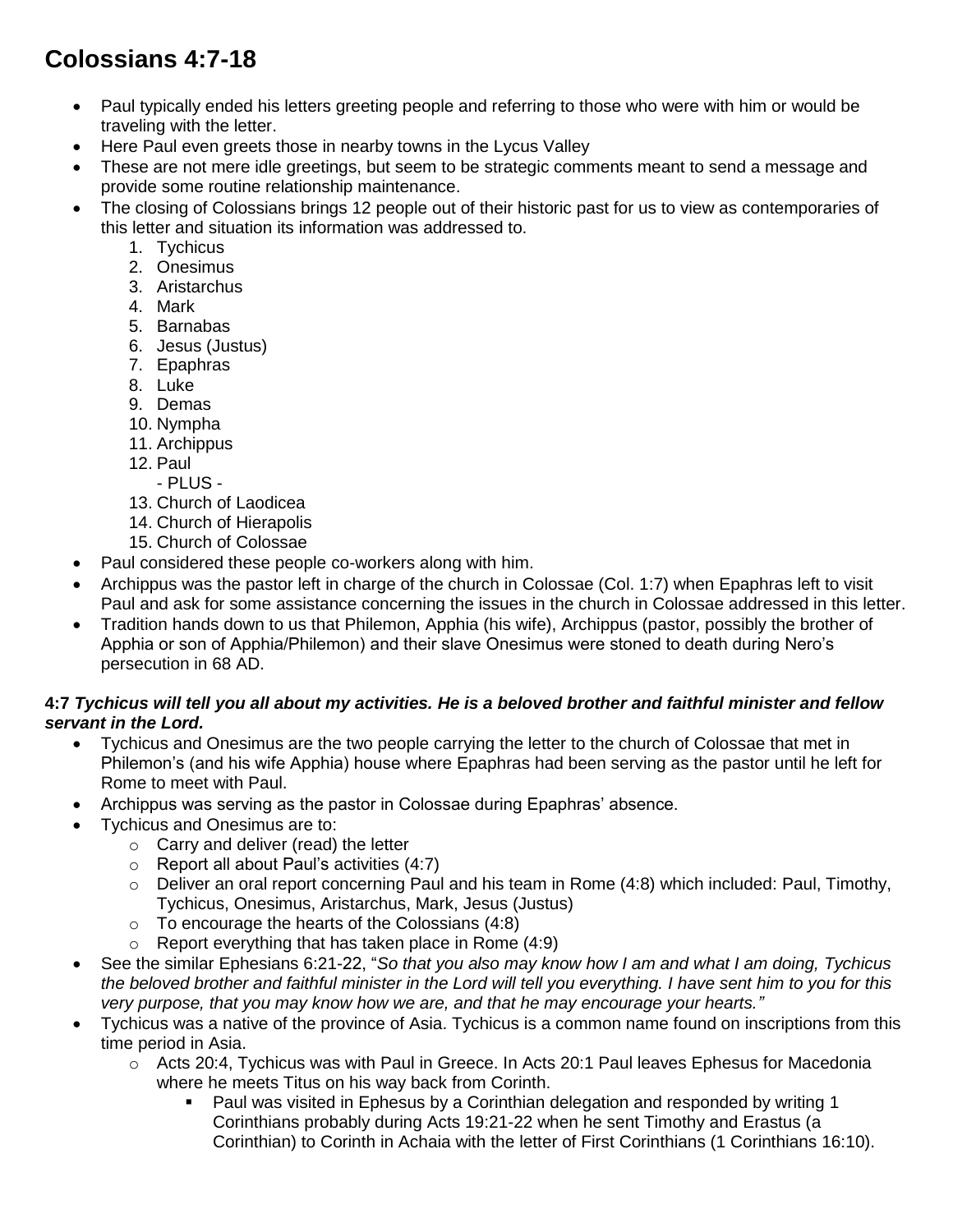# Colossians 4:7-18

- Paul typically ended his letters greeting people and referring to those who were with him or would be traveling with the letter.
- Here Paul even greets those in nearby towns in the Lycus Valley
- These are not mere idle greetings, but seem to be strategic comments meant to send a message and provide some routine relationship maintenance.
- The closing of Colossians brings 12 people out of their historic past for us to view as contemporaries of this letter and situation its information was addressed to.
    1. Tychicus
    2. Onesimus
    3. Aristarchus
    4. Mark
    5. Barnabas
    6. Jesus (Justus)
    7. Epaphras
    8. Luke
    9. Demas
    10. Nympha
    11. Archippus
    12. Paul
        - PLUS -
    13. Church of Laodicea
    14. Church of Hierapolis
    15. Church of Colossae
- Paul considered these people co-workers along with him.
- Archippus was the pastor left in charge of the church in Colossae (Col. 1:7) when Epaphras left to visit Paul and ask for some assistance concerning the issues in the church in Colossae addressed in this letter.
- Tradition hands down to us that Philemon, Apphia (his wife), Archippus (pastor, possibly the brother of Apphia or son of Apphia/Philemon) and their slave Onesimus were stoned to death during Nero's persecution in 68 AD.

**4:7** ***Tychicus will tell you all about my activities. He is a beloved brother and faithful minister and fellow servant in the Lord.***

- Tychicus and Onesimus are the two people carrying the letter to the church of Colossae that met in Philemon's (and his wife Apphia) house where Epaphras had been serving as the pastor until he left for Rome to meet with Paul.
- Archippus was serving as the pastor in Colossae during Epaphras' absence.
- Tychicus and Onesimus are to:
    - Carry and deliver (read) the letter
    - Report all about Paul's activities (4:7)
    - Deliver an oral report concerning Paul and his team in Rome (4:8) which included: Paul, Timothy, Tychicus, Onesimus, Aristarchus, Mark, Jesus (Justus)
    - To encourage the hearts of the Colossians (4:8)
    - Report everything that has taken place in Rome (4:9)
- See the similar Ephesians 6:21-22, "*So that you also may know how I am and what I am doing, Tychicus the beloved brother and faithful minister in the Lord will tell you everything. I have sent him to you for this very purpose, that you may know how we are, and that he may encourage your hearts."*
- Tychicus was a native of the province of Asia. Tychicus is a common name found on inscriptions from this time period in Asia.
    - Acts 20:4, Tychicus was with Paul in Greece. In Acts 20:1 Paul leaves Ephesus for Macedonia where he meets Titus on his way back from Corinth.
        - Paul was visited in Ephesus by a Corinthian delegation and responded by writing 1 Corinthians probably during Acts 19:21-22 when he sent Timothy and Erastus (a Corinthian) to Corinth in Achaia with the letter of First Corinthians (1 Corinthians 16:10).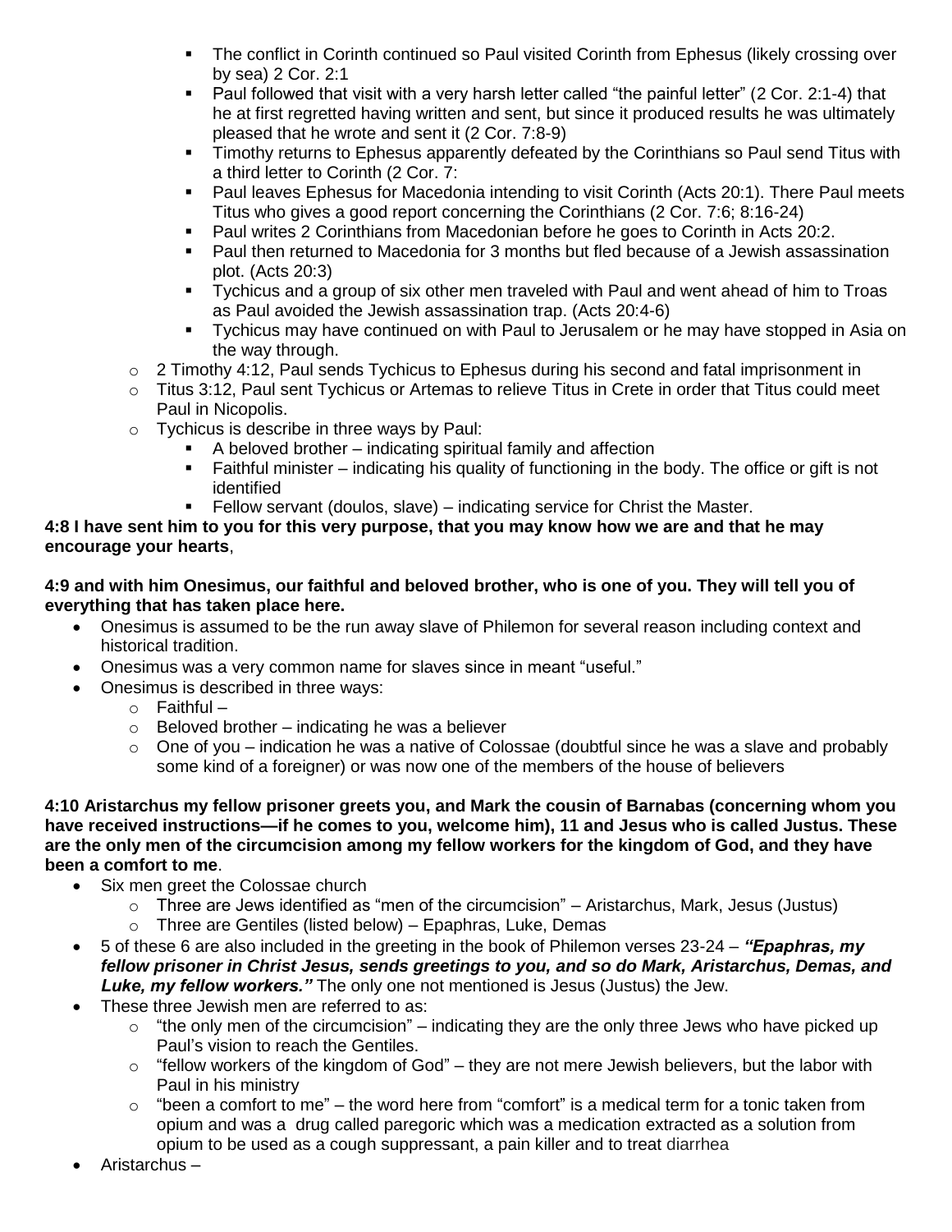- The conflict in Corinth continued so Paul visited Corinth from Ephesus (likely crossing over by sea) 2 Cor. 2:1
      - Paul followed that visit with a very harsh letter called "the painful letter" (2 Cor. 2:1-4) that he at first regretted having written and sent, but since it produced results he was ultimately pleased that he wrote and sent it (2 Cor. 7:8-9)
      - Timothy returns to Ephesus apparently defeated by the Corinthians so Paul send Titus with a third letter to Corinth (2 Cor. 7:
      - Paul leaves Ephesus for Macedonia intending to visit Corinth (Acts 20:1). There Paul meets Titus who gives a good report concerning the Corinthians (2 Cor. 7:6; 8:16-24)
      - Paul writes 2 Corinthians from Macedonian before he goes to Corinth in Acts 20:2.
      - Paul then returned to Macedonia for 3 months but fled because of a Jewish assassination plot. (Acts 20:3)
      - Tychicus and a group of six other men traveled with Paul and went ahead of him to Troas as Paul avoided the Jewish assassination trap. (Acts 20:4-6)
      - Tychicus may have continued on with Paul to Jerusalem or he may have stopped in Asia on the way through.
   - 2 Timothy 4:12, Paul sends Tychicus to Ephesus during his second and fatal imprisonment in
   - Titus 3:12, Paul sent Tychicus or Artemas to relieve Titus in Crete in order that Titus could meet Paul in Nicopolis.
   - Tychicus is describe in three ways by Paul:
      - A beloved brother – indicating spiritual family and affection
      - Faithful minister – indicating his quality of functioning in the body. The office or gift is not identified
      - Fellow servant (doulos, slave) – indicating service for Christ the Master.

**4:8 I have sent him to you for this very purpose, that you may know how we are and that he may encourage your hearts**,

**4:9 and with him Onesimus, our faithful and beloved brother, who is one of you. They will tell you of everything that has taken place here.**

- Onesimus is assumed to be the run away slave of Philemon for several reason including context and historical tradition.
- Onesimus was a very common name for slaves since in meant "useful."
- Onesimus is described in three ways:
   - Faithful –
   - Beloved brother – indicating he was a believer
   - One of you – indication he was a native of Colossae (doubtful since he was a slave and probably some kind of a foreigner) or was now one of the members of the house of believers

**4:10 Aristarchus my fellow prisoner greets you, and Mark the cousin of Barnabas (concerning whom you have received instructions—if he comes to you, welcome him), 11 and Jesus who is called Justus. These are the only men of the circumcision among my fellow workers for the kingdom of God, and they have been a comfort to me**.

- Six men greet the Colossae church
   - Three are Jews identified as "men of the circumcision" – Aristarchus, Mark, Jesus (Justus)
   - Three are Gentiles (listed below) – Epaphras, Luke, Demas
- 5 of these 6 are also included in the greeting in the book of Philemon verses 23-24 – ***"Epaphras, my fellow prisoner in Christ Jesus, sends greetings to you, and so do Mark, Aristarchus, Demas, and Luke, my fellow workers."*** The only one not mentioned is Jesus (Justus) the Jew.
- These three Jewish men are referred to as:
   - "the only men of the circumcision" – indicating they are the only three Jews who have picked up Paul's vision to reach the Gentiles.
   - "fellow workers of the kingdom of God" – they are not mere Jewish believers, but the labor with Paul in his ministry
   - "been a comfort to me" – the word here from "comfort" is a medical term for a tonic taken from opium and was a drug called paregoric which was a medication extracted as a solution from opium to be used as a cough suppressant, a pain killer and to treat diarrhea
- Aristarchus –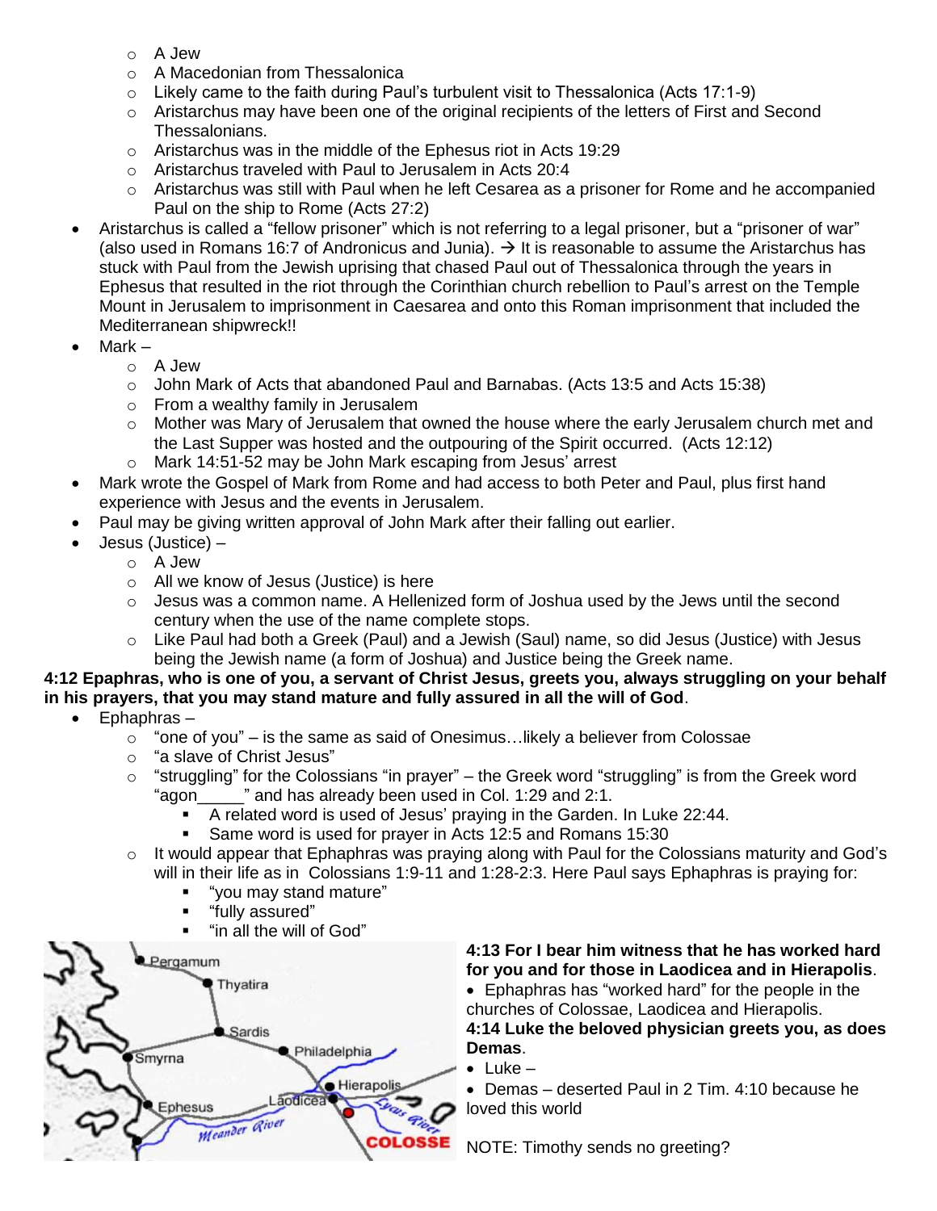- A Jew
  - A Macedonian from Thessalonica
  - Likely came to the faith during Paul's turbulent visit to Thessalonica (Acts 17:1-9)
  - Aristarchus may have been one of the original recipients of the letters of First and Second Thessalonians.
  - Aristarchus was in the middle of the Ephesus riot in Acts 19:29
  - Aristarchus traveled with Paul to Jerusalem in Acts 20:4
  - Aristarchus was still with Paul when he left Cesarea as a prisoner for Rome and he accompanied Paul on the ship to Rome (Acts 27:2)
- Aristarchus is called a "fellow prisoner" which is not referring to a legal prisoner, but a "prisoner of war" (also used in Romans 16:7 of Andronicus and Junia). → It is reasonable to assume the Aristarchus has stuck with Paul from the Jewish uprising that chased Paul out of Thessalonica through the years in Ephesus that resulted in the riot through the Corinthian church rebellion to Paul's arrest on the Temple Mount in Jerusalem to imprisonment in Caesarea and onto this Roman imprisonment that included the Mediterranean shipwreck!!
- Mark –
  - A Jew
  - John Mark of Acts that abandoned Paul and Barnabas. (Acts 13:5 and Acts 15:38)
  - From a wealthy family in Jerusalem
  - Mother was Mary of Jerusalem that owned the house where the early Jerusalem church met and the Last Supper was hosted and the outpouring of the Spirit occurred. (Acts 12:12)
  - Mark 14:51-52 may be John Mark escaping from Jesus' arrest
- Mark wrote the Gospel of Mark from Rome and had access to both Peter and Paul, plus first hand experience with Jesus and the events in Jerusalem.
- Paul may be giving written approval of John Mark after their falling out earlier.
- Jesus (Justice) –
  - A Jew
  - All we know of Jesus (Justice) is here
  - Jesus was a common name. A Hellenized form of Joshua used by the Jews until the second century when the use of the name complete stops.
  - Like Paul had both a Greek (Paul) and a Jewish (Saul) name, so did Jesus (Justice) with Jesus being the Jewish name (a form of Joshua) and Justice being the Greek name.

**4:12 Epaphras, who is one of you, a servant of Christ Jesus, greets you, always struggling on your behalf in his prayers, that you may stand mature and fully assured in all the will of God**.

- Ephphras –
  - "one of you" – is the same as said of Onesimus…likely a believer from Colossae
  - "a slave of Christ Jesus"
  - "struggling" for the Colossians "in prayer" – the Greek word "struggling" is from the Greek word "agon_____" and has already been used in Col. 1:29 and 2:1.
    - A related word is used of Jesus' praying in the Garden. In Luke 22:44.
    - Same word is used for prayer in Acts 12:5 and Romans 15:30
  - It would appear that Ephphras was praying along with Paul for the Colossians maturity and God's will in their life as in Colossians 1:9-11 and 1:28-2:3. Here Paul says Ephaphras is praying for:
    - "you may stand mature"
    - "fully assured"
    - "in all the will of God"

**4:13 For I bear him witness that he has worked hard for you and for those in Laodicea and in Hierapolis**.

- Ephphras has "worked hard" for the people in the churches of Colossae, Laodicea and Hierapolis.

**4:14 Luke the beloved physician greets you, as does Demas**.

- Luke –
- Demas – deserted Paul in 2 Tim. 4:10 because he loved this world

NOTE: Timothy sends no greeting?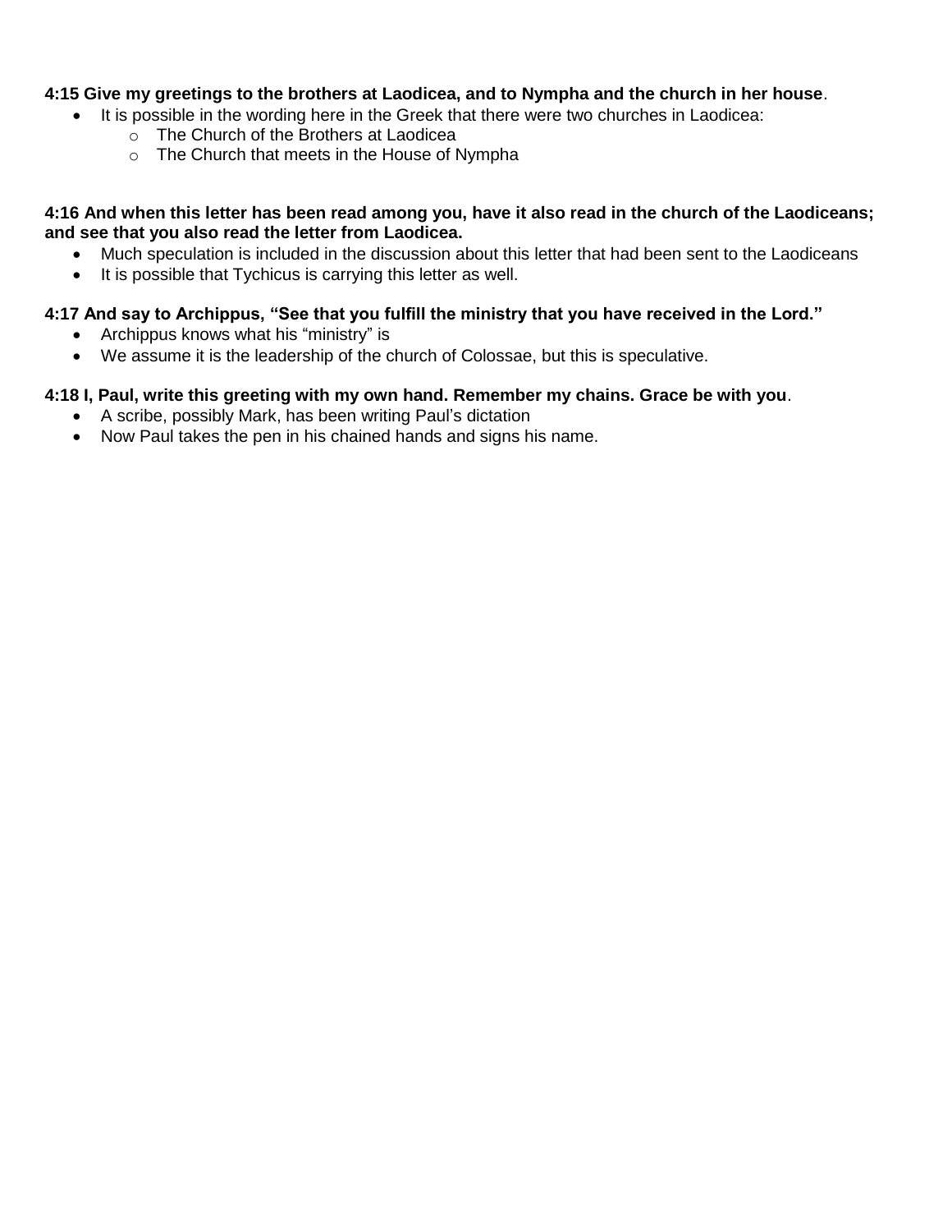**4:15 Give my greetings to the brothers at Laodicea, and to Nympha and the church in her house**.

- It is possible in the wording here in the Greek that there were two churches in Laodicea:
  - The Church of the Brothers at Laodicea
  - The Church that meets in the House of Nympha

**4:16 And when this letter has been read among you, have it also read in the church of the Laodiceans; and see that you also read the letter from Laodicea.**

- Much speculation is included in the discussion about this letter that had been sent to the Laodiceans
- It is possible that Tychicus is carrying this letter as well.

**4:17 And say to Archippus, "See that you fulfill the ministry that you have received in the Lord."**

- Archippus knows what his "ministry" is
- We assume it is the leadership of the church of Colossae, but this is speculative.

**4:18 I, Paul, write this greeting with my own hand. Remember my chains. Grace be with you**.

- A scribe, possibly Mark, has been writing Paul's dictation
- Now Paul takes the pen in his chained hands and signs his name.